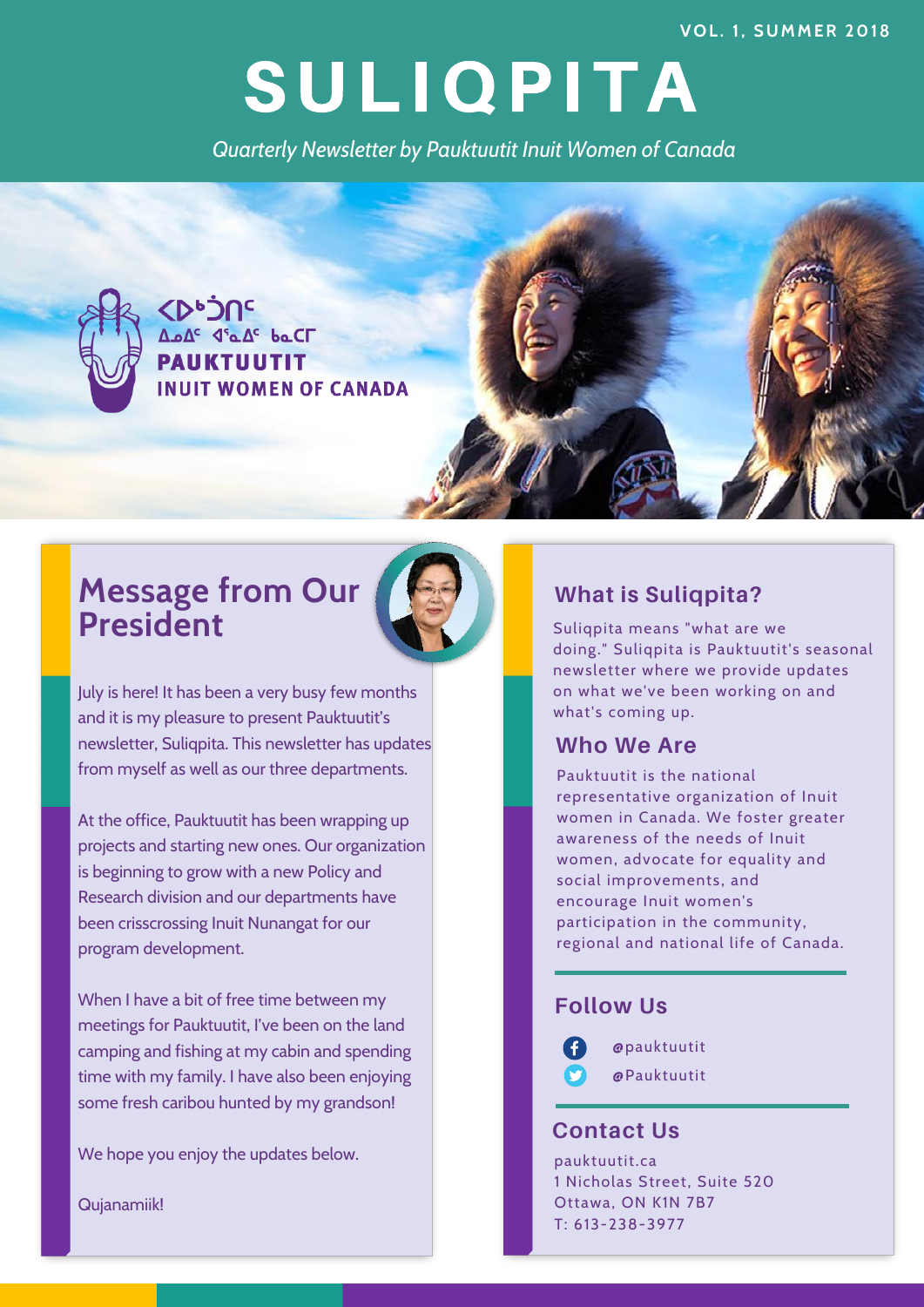VOL. 1, SUMMER 2018

# SULIQPITA

*Quarterly Newsletter by Pauktuutit Inuit Women of Canada*

ᐸᐅᒃᑑᑎᑦ ᐃᓄᐃᑦ ᐊᕐᓇᐃᑦ ᑲᓇᑕᒥ
**PAUKTUUTIT**
**INUIT WOMEN OF CANADA**

## Message from Our President

July is here! It has been a very busy few months and it is my pleasure to present Pauktuutit's newsletter, Suliqpita. This newsletter has updates from myself as well as our three departments.

At the office, Pauktuutit has been wrapping up projects and starting new ones. Our organization is beginning to grow with a new Policy and Research division and our departments have been crisscrossing Inuit Nunangat for our program development.

When I have a bit of free time between my meetings for Pauktuutit, I've been on the land camping and fishing at my cabin and spending time with my family. I have also been enjoying some fresh caribou hunted by my grandson!

We hope you enjoy the updates below.

Qujanamiik!

## What is Suliqpita?

Suliqpita means "what are we doing." Suliqpita is Pauktuutit's seasonal newsletter where we provide updates on what we've been working on and what's coming up.

## Who We Are

Pauktuutit is the national representative organization of Inuit women in Canada. We foster greater awareness of the needs of Inuit women, advocate for equality and social improvements, and encourage Inuit women's participation in the community, regional and national life of Canada.

## Follow Us

- Facebook: @pauktuutit
- Twitter: @Pauktuutit

## Contact Us

pauktuutit.ca
1 Nicholas Street, Suite 520
Ottawa, ON K1N 7B7
T: 613-238-3977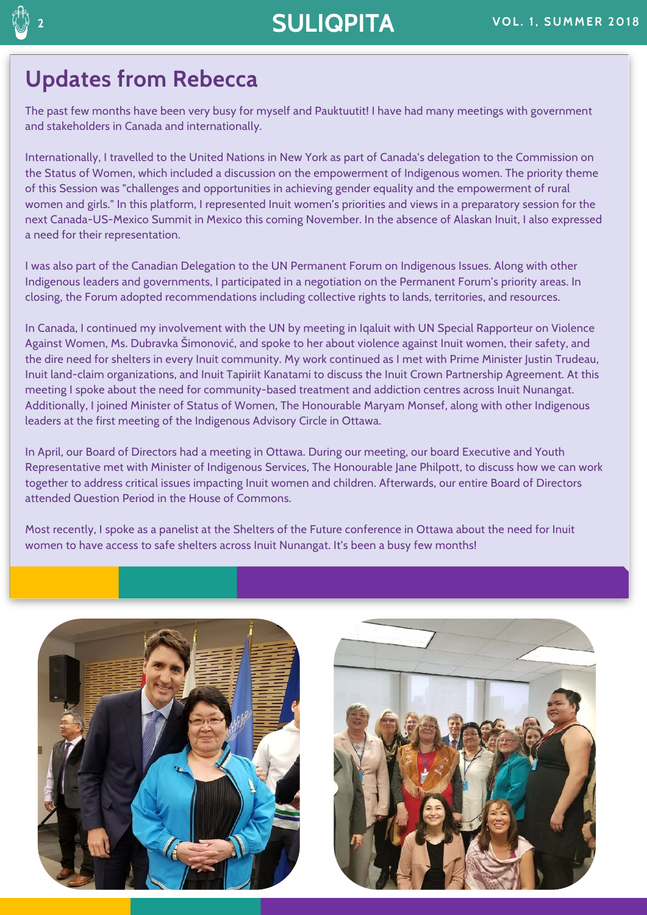## Updates from Rebecca

The past few months have been very busy for myself and Pauktuutit! I have had many meetings with government and stakeholders in Canada and internationally.

Internationally, I travelled to the United Nations in New York as part of Canada's delegation to the Commission on the Status of Women, which included a discussion on the empowerment of Indigenous women. The priority theme of this Session was "challenges and opportunities in achieving gender equality and the empowerment of rural women and girls." In this platform, I represented Inuit women's priorities and views in a preparatory session for the next Canada-US-Mexico Summit in Mexico this coming November. In the absence of Alaskan Inuit, I also expressed a need for their representation.

I was also part of the Canadian Delegation to the UN Permanent Forum on Indigenous Issues. Along with other Indigenous leaders and governments, I participated in a negotiation on the Permanent Forum's priority areas. In closing, the Forum adopted recommendations including collective rights to lands, territories, and resources.

In Canada, I continued my involvement with the UN by meeting in Iqaluit with UN Special Rapporteur on Violence Against Women, Ms. Dubravka Šimonović, and spoke to her about violence against Inuit women, their safety, and the dire need for shelters in every Inuit community. My work continued as I met with Prime Minister Justin Trudeau, Inuit land-claim organizations, and Inuit Tapiriit Kanatami to discuss the Inuit Crown Partnership Agreement. At this meeting I spoke about the need for community-based treatment and addiction centres across Inuit Nunangat. Additionally, I joined Minister of Status of Women, The Honourable Maryam Monsef, along with other Indigenous leaders at the first meeting of the Indigenous Advisory Circle in Ottawa.

In April, our Board of Directors had a meeting in Ottawa. During our meeting, our board Executive and Youth Representative met with Minister of Indigenous Services, The Honourable Jane Philpott, to discuss how we can work together to address critical issues impacting Inuit women and children. Afterwards, our entire Board of Directors attended Question Period in the House of Commons.

Most recently, I spoke as a panelist at the Shelters of the Future conference in Ottawa about the need for Inuit women to have access to safe shelters across Inuit Nunangat. It's been a busy few months!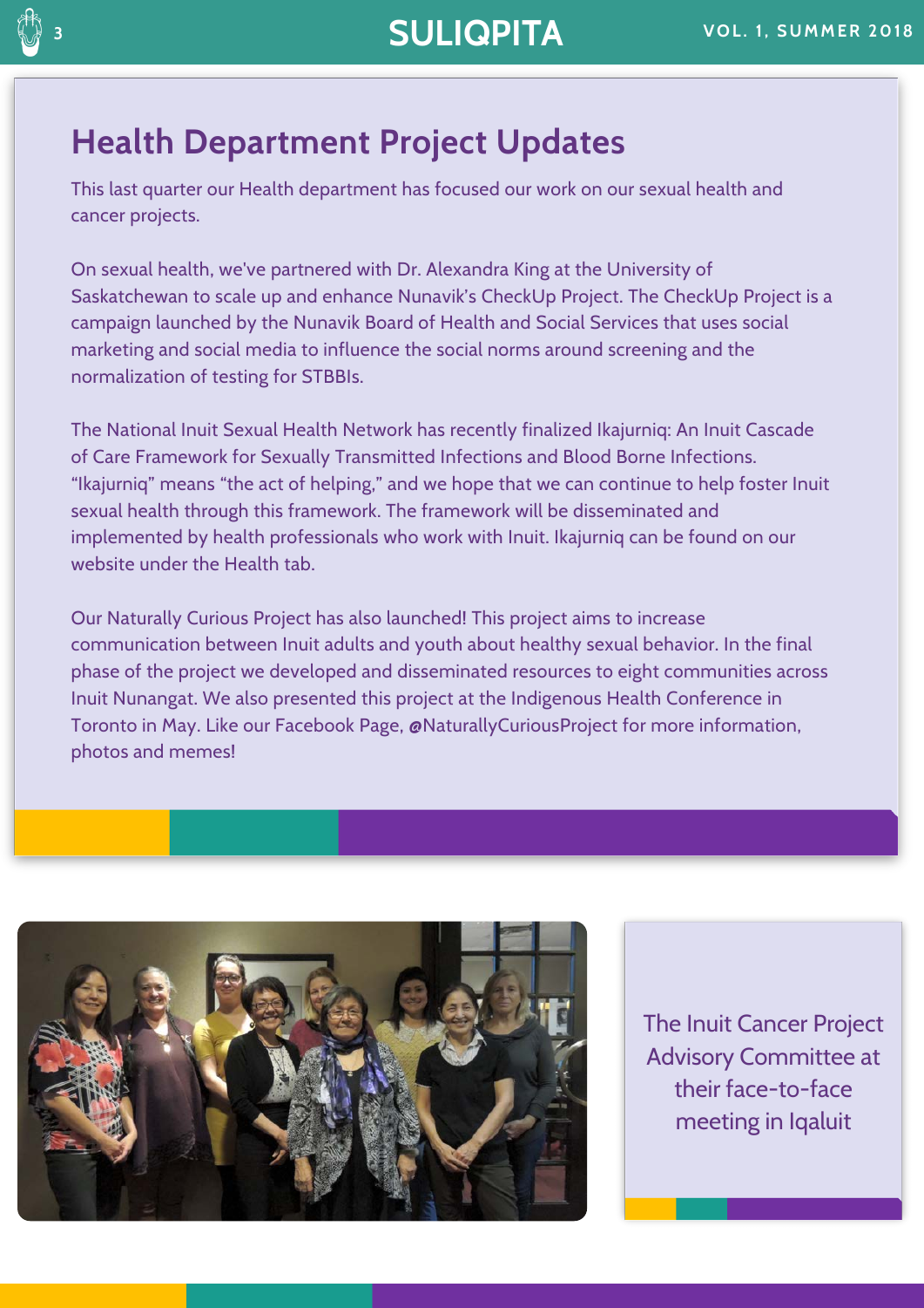## Health Department Project Updates

This last quarter our Health department has focused our work on our sexual health and cancer projects.

On sexual health, we've partnered with Dr. Alexandra King at the University of Saskatchewan to scale up and enhance Nunavik's CheckUp Project. The CheckUp Project is a campaign launched by the Nunavik Board of Health and Social Services that uses social marketing and social media to influence the social norms around screening and the normalization of testing for STBBIs.

The National Inuit Sexual Health Network has recently finalized Ikajurniq: An Inuit Cascade of Care Framework for Sexually Transmitted Infections and Blood Borne Infections. "Ikajurniq" means "the act of helping," and we hope that we can continue to help foster Inuit sexual health through this framework. The framework will be disseminated and implemented by health professionals who work with Inuit. Ikajurniq can be found on our website under the Health tab.

Our Naturally Curious Project has also launched! This project aims to increase communication between Inuit adults and youth about healthy sexual behavior. In the final phase of the project we developed and disseminated resources to eight communities across Inuit Nunangat. We also presented this project at the Indigenous Health Conference in Toronto in May. Like our Facebook Page, @NaturallyCuriousProject for more information, photos and memes!

The Inuit Cancer Project Advisory Committee at their face-to-face meeting in Iqaluit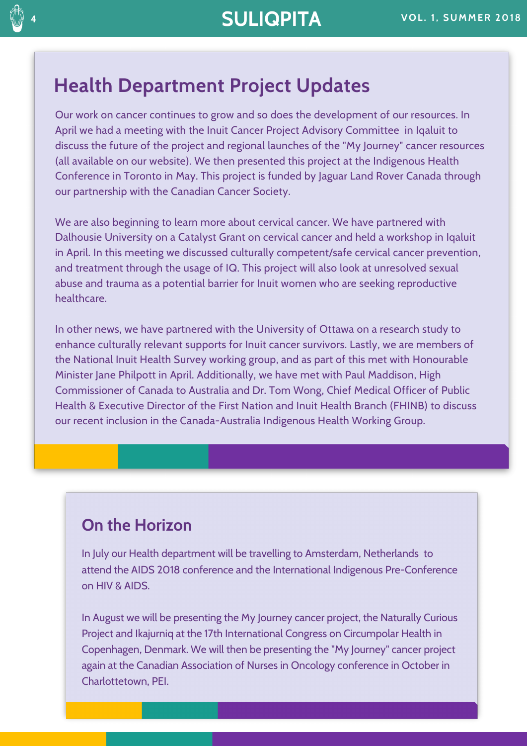## Health Department Project Updates

Our work on cancer continues to grow and so does the development of our resources. In April we had a meeting with the Inuit Cancer Project Advisory Committee in Iqaluit to discuss the future of the project and regional launches of the "My Journey" cancer resources (all available on our website). We then presented this project at the Indigenous Health Conference in Toronto in May. This project is funded by Jaguar Land Rover Canada through our partnership with the Canadian Cancer Society.

We are also beginning to learn more about cervical cancer. We have partnered with Dalhousie University on a Catalyst Grant on cervical cancer and held a workshop in Iqaluit in April. In this meeting we discussed culturally competent/safe cervical cancer prevention, and treatment through the usage of IQ. This project will also look at unresolved sexual abuse and trauma as a potential barrier for Inuit women who are seeking reproductive healthcare.

In other news, we have partnered with the University of Ottawa on a research study to enhance culturally relevant supports for Inuit cancer survivors. Lastly, we are members of the National Inuit Health Survey working group, and as part of this met with Honourable Minister Jane Philpott in April. Additionally, we have met with Paul Maddison, High Commissioner of Canada to Australia and Dr. Tom Wong, Chief Medical Officer of Public Health & Executive Director of the First Nation and Inuit Health Branch (FHINB) to discuss our recent inclusion in the Canada-Australia Indigenous Health Working Group.

## On the Horizon

In July our Health department will be travelling to Amsterdam, Netherlands to attend the AIDS 2018 conference and the International Indigenous Pre-Conference on HIV & AIDS.

In August we will be presenting the My Journey cancer project, the Naturally Curious Project and Ikajurniq at the 17th International Congress on Circumpolar Health in Copenhagen, Denmark. We will then be presenting the "My Journey" cancer project again at the Canadian Association of Nurses in Oncology conference in October in Charlottetown, PEI.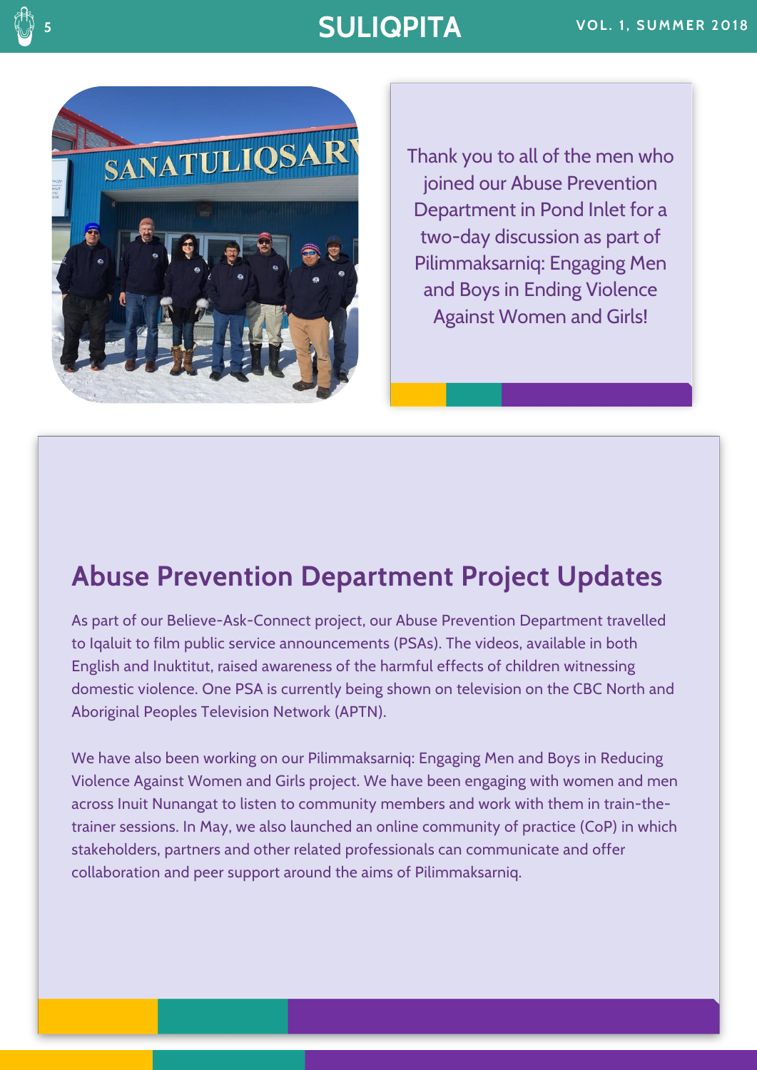Thank you to all of the men who joined our Abuse Prevention Department in Pond Inlet for a two-day discussion as part of Pilimmaksarniq: Engaging Men and Boys in Ending Violence Against Women and Girls!

## Abuse Prevention Department Project Updates

As part of our Believe-Ask-Connect project, our Abuse Prevention Department travelled to Iqaluit to film public service announcements (PSAs). The videos, available in both English and Inuktitut, raised awareness of the harmful effects of children witnessing domestic violence. One PSA is currently being shown on television on the CBC North and Aboriginal Peoples Television Network (APTN).

We have also been working on our Pilimmaksarniq: Engaging Men and Boys in Reducing Violence Against Women and Girls project. We have been engaging with women and men across Inuit Nunangat to listen to community members and work with them in train-the-trainer sessions. In May, we also launched an online community of practice (CoP) in which stakeholders, partners and other related professionals can communicate and offer collaboration and peer support around the aims of Pilimmaksarniq.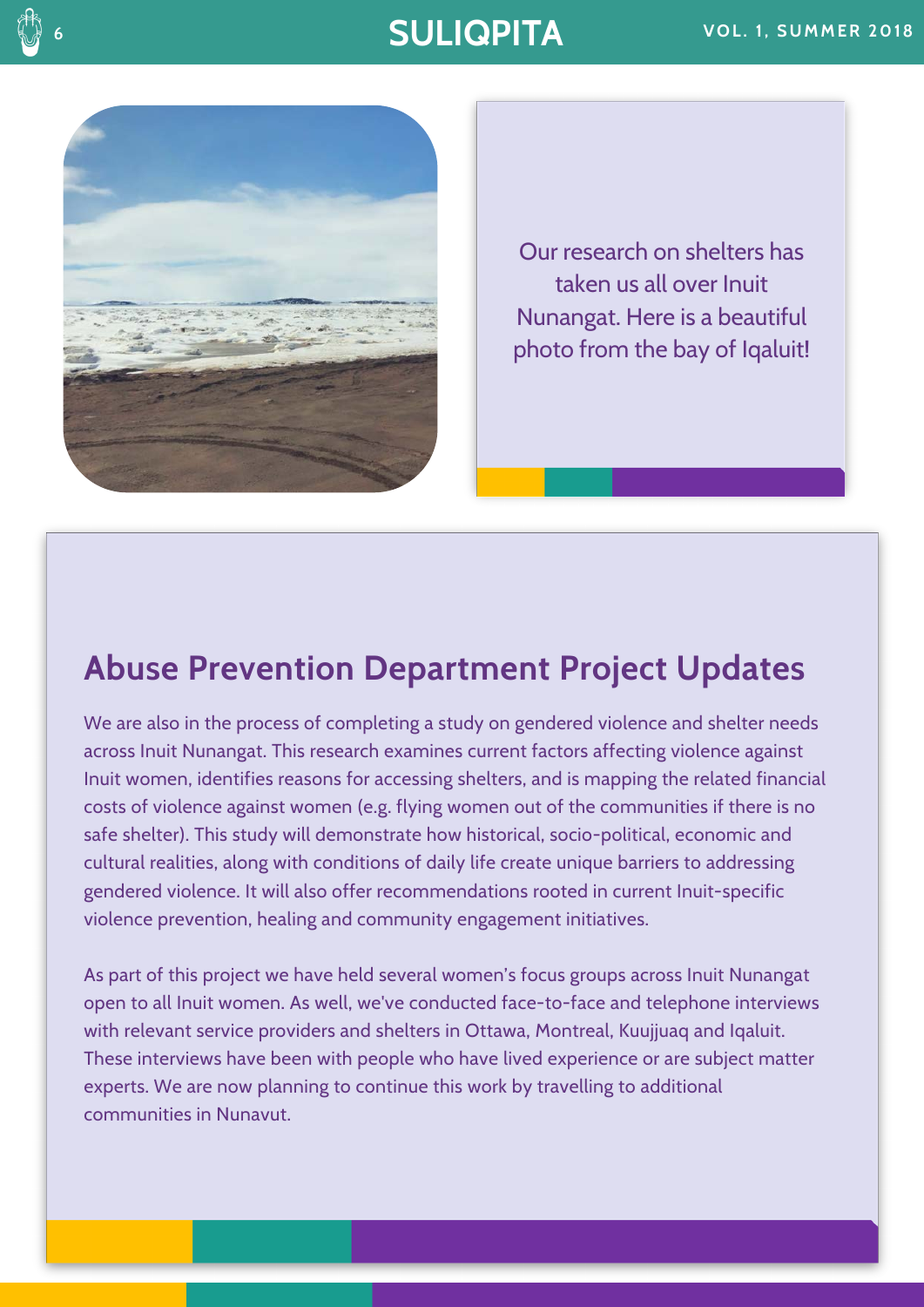Our research on shelters has taken us all over Inuit Nunangat. Here is a beautiful photo from the bay of Iqaluit!

## Abuse Prevention Department Project Updates

We are also in the process of completing a study on gendered violence and shelter needs across Inuit Nunangat. This research examines current factors affecting violence against Inuit women, identifies reasons for accessing shelters, and is mapping the related financial costs of violence against women (e.g. flying women out of the communities if there is no safe shelter). This study will demonstrate how historical, socio-political, economic and cultural realities, along with conditions of daily life create unique barriers to addressing gendered violence. It will also offer recommendations rooted in current Inuit-specific violence prevention, healing and community engagement initiatives.

As part of this project we have held several women's focus groups across Inuit Nunangat open to all Inuit women. As well, we've conducted face-to-face and telephone interviews with relevant service providers and shelters in Ottawa, Montreal, Kuujjuaq and Iqaluit. These interviews have been with people who have lived experience or are subject matter experts. We are now planning to continue this work by travelling to additional communities in Nunavut.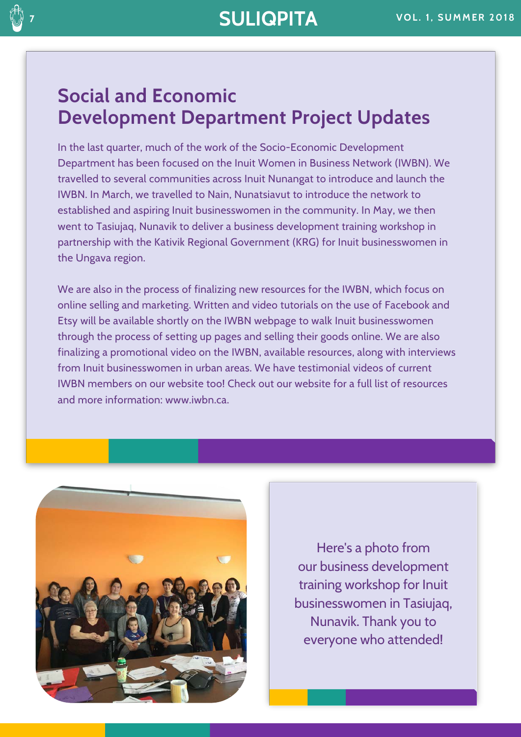## Social and Economic Development Department Project Updates

In the last quarter, much of the work of the Socio-Economic Development Department has been focused on the Inuit Women in Business Network (IWBN). We travelled to several communities across Inuit Nunangat to introduce and launch the IWBN. In March, we travelled to Nain, Nunatsiavut to introduce the network to established and aspiring Inuit businesswomen in the community. In May, we then went to Tasiujaq, Nunavik to deliver a business development training workshop in partnership with the Kativik Regional Government (KRG) for Inuit businesswomen in the Ungava region.

We are also in the process of finalizing new resources for the IWBN, which focus on online selling and marketing. Written and video tutorials on the use of Facebook and Etsy will be available shortly on the IWBN webpage to walk Inuit businesswomen through the process of setting up pages and selling their goods online. We are also finalizing a promotional video on the IWBN, available resources, along with interviews from Inuit businesswomen in urban areas. We have testimonial videos of current IWBN members on our website too! Check out our website for a full list of resources and more information: www.iwbn.ca.

Here's a photo from our business development training workshop for Inuit businesswomen in Tasiujaq, Nunavik. Thank you to everyone who attended!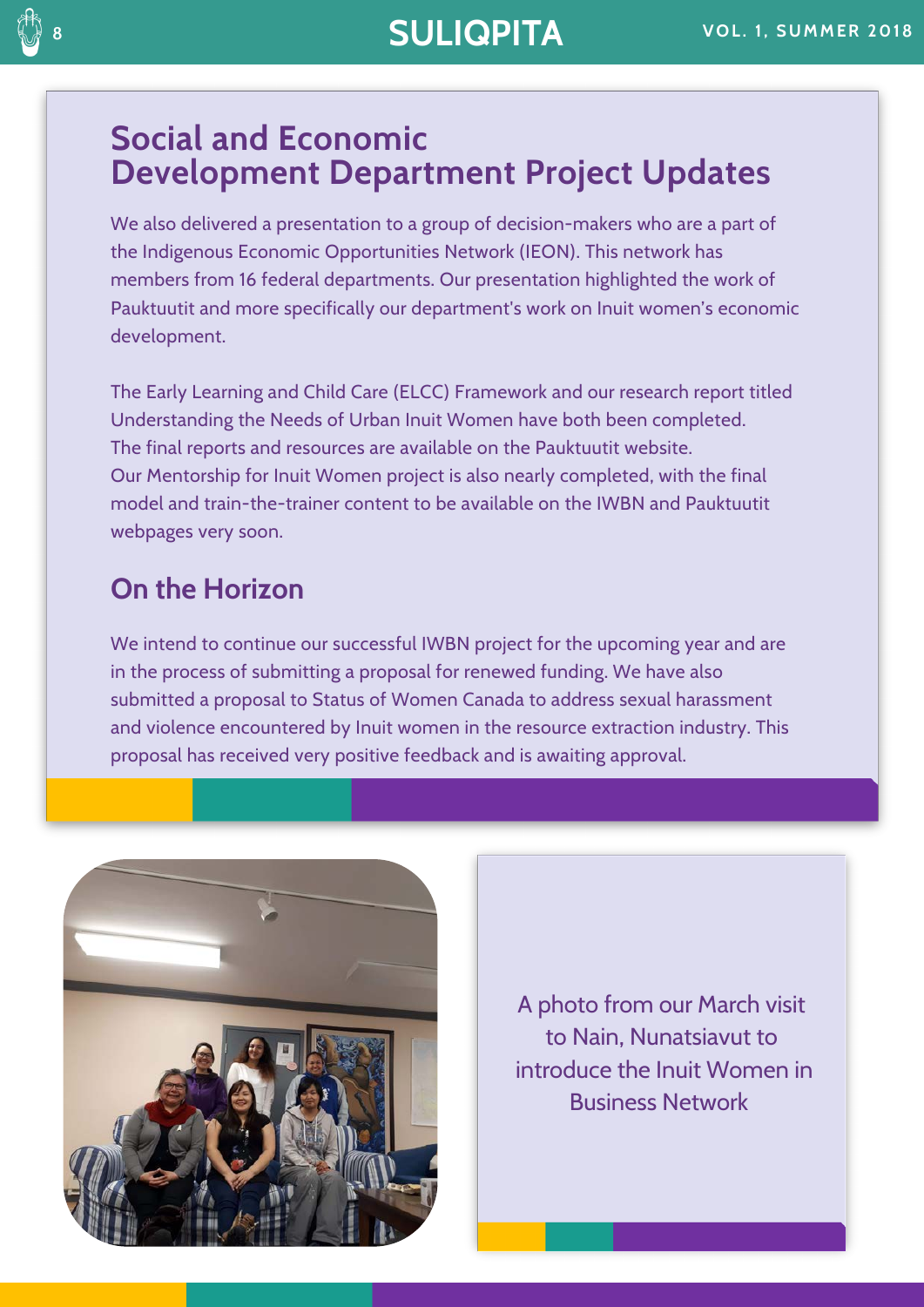## Social and Economic Development Department Project Updates

We also delivered a presentation to a group of decision-makers who are a part of the Indigenous Economic Opportunities Network (IEON). This network has members from 16 federal departments. Our presentation highlighted the work of Pauktuutit and more specifically our department's work on Inuit women's economic development.

The Early Learning and Child Care (ELCC) Framework and our research report titled Understanding the Needs of Urban Inuit Women have both been completed. The final reports and resources are available on the Pauktuutit website. Our Mentorship for Inuit Women project is also nearly completed, with the final model and train-the-trainer content to be available on the IWBN and Pauktuutit webpages very soon.

### On the Horizon

We intend to continue our successful IWBN project for the upcoming year and are in the process of submitting a proposal for renewed funding. We have also submitted a proposal to Status of Women Canada to address sexual harassment and violence encountered by Inuit women in the resource extraction industry. This proposal has received very positive feedback and is awaiting approval.

A photo from our March visit to Nain, Nunatsiavut to introduce the Inuit Women in Business Network